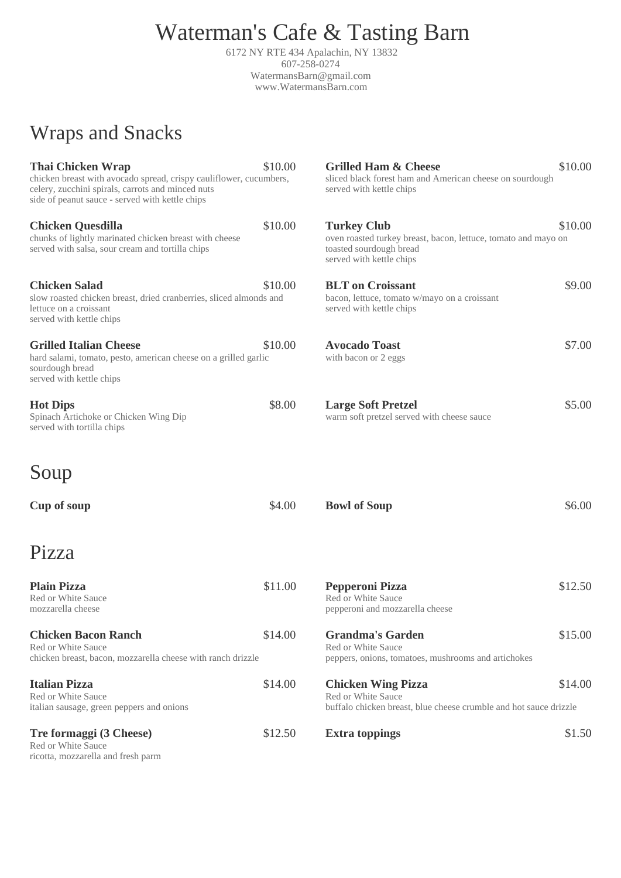# Waterman's Cafe & Tasting Barn

6172 NY RTE 434 Apalachin, NY 13832
607-258-0274
WatermansBarn@gmail.com
www.WatermansBarn.com

## Wraps and Snacks

**Thai Chicken Wrap** $10.00
chicken breast with avocado spread, crispy cauliflower, cucumbers, celery, zucchini spirals, carrots and minced nuts
side of peanut sauce - served with kettle chips

**Chicken Quesdilla** $10.00
chunks of lightly marinated chicken breast with cheese
served with salsa, sour cream and tortilla chips

**Chicken Salad** $10.00
slow roasted chicken breast, dried cranberries, sliced almonds and lettuce on a croissant
served with kettle chips

**Grilled Italian Cheese** $10.00
hard salami, tomato, pesto, american cheese on a grilled garlic sourdough bread
served with kettle chips

**Hot Dips** $8.00
Spinach Artichoke or Chicken Wing Dip
served with tortilla chips

**Grilled Ham & Cheese** $10.00
sliced black forest ham and American cheese on sourdough
served with kettle chips

**Turkey Club** $10.00
oven roasted turkey breast, bacon, lettuce, tomato and mayo on toasted sourdough bread
served with kettle chips

**BLT on Croissant** $9.00
bacon, lettuce, tomato w/mayo on a croissant
served with kettle chips

**Avocado Toast** $7.00
with bacon or 2 eggs

**Large Soft Pretzel** $5.00
warm soft pretzel served with cheese sauce

## Soup

**Cup of soup** $4.00

**Bowl of Soup** $6.00

## Pizza

**Plain Pizza** $11.00
Red or White Sauce
mozzarella cheese

**Chicken Bacon Ranch** $14.00
Red or White Sauce
chicken breast, bacon, mozzarella cheese with ranch drizzle

**Italian Pizza** $14.00
Red or White Sauce
italian sausage, green peppers and onions

**Tre formaggi (3 Cheese)** $12.50
Red or White Sauce
ricotta, mozzarella and fresh parm

**Pepperoni Pizza** $12.50
Red or White Sauce
pepperoni and mozzarella cheese

**Grandma's Garden** $15.00
Red or White Sauce
peppers, onions, tomatoes, mushrooms and artichokes

**Chicken Wing Pizza** $14.00
Red or White Sauce
buffalo chicken breast, blue cheese crumble and hot sauce drizzle

**Extra toppings** $1.50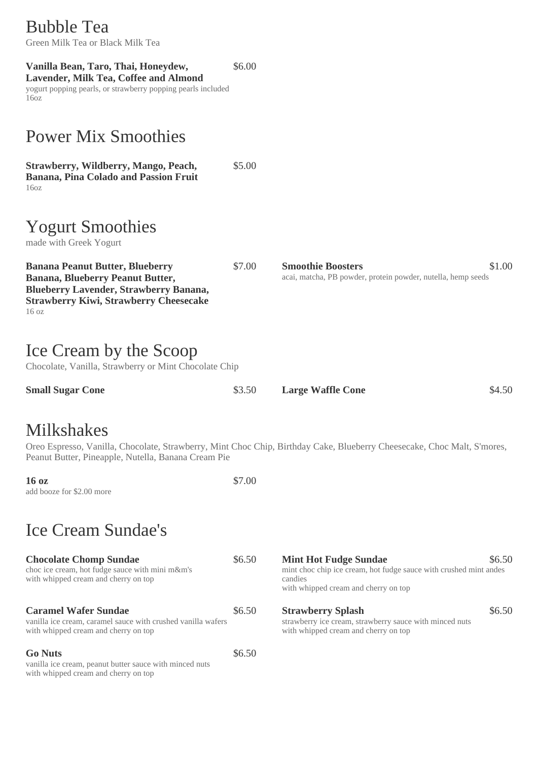# Bubble Tea

Green Milk Tea or Black Milk Tea

**Vanilla Bean, Taro, Thai, Honeydew, Lavender, Milk Tea, Coffee and Almond** $6.00
yogurt popping pearls, or strawberry popping pearls included
16oz

# Power Mix Smoothies

**Strawberry, Wildberry, Mango, Peach, Banana, Pina Colado and Passion Fruit** $5.00
16oz

# Yogurt Smoothies

made with Greek Yogurt

**Banana Peanut Butter, Blueberry Banana, Blueberry Peanut Butter, Blueberry Lavender, Strawberry Banana, Strawberry Kiwi, Strawberry Cheesecake** $7.00
16 oz

**Smoothie Boosters** $1.00
acai, matcha, PB powder, protein powder, nutella, hemp seeds

# Ice Cream by the Scoop

Chocolate, Vanilla, Strawberry or Mint Chocolate Chip

**Small Sugar Cone** $3.50

**Large Waffle Cone** $4.50

# Milkshakes

Oreo Espresso, Vanilla, Chocolate, Strawberry, Mint Choc Chip, Birthday Cake, Blueberry Cheesecake, Choc Malt, S'mores, Peanut Butter, Pineapple, Nutella, Banana Cream Pie

**16 oz** $7.00
add booze for $2.00 more

# Ice Cream Sundae's

**Chocolate Chomp Sundae** $6.50
choc ice cream, hot fudge sauce with mini m&m's
with whipped cream and cherry on top

**Caramel Wafer Sundae** $6.50
vanilla ice cream, caramel sauce with crushed vanilla wafers
with whipped cream and cherry on top

**Go Nuts** $6.50
vanilla ice cream, peanut butter sauce with minced nuts
with whipped cream and cherry on top

**Mint Hot Fudge Sundae** $6.50
mint choc chip ice cream, hot fudge sauce with crushed mint andes candies
with whipped cream and cherry on top

**Strawberry Splash** $6.50
strawberry ice cream, strawberry sauce with minced nuts
with whipped cream and cherry on top